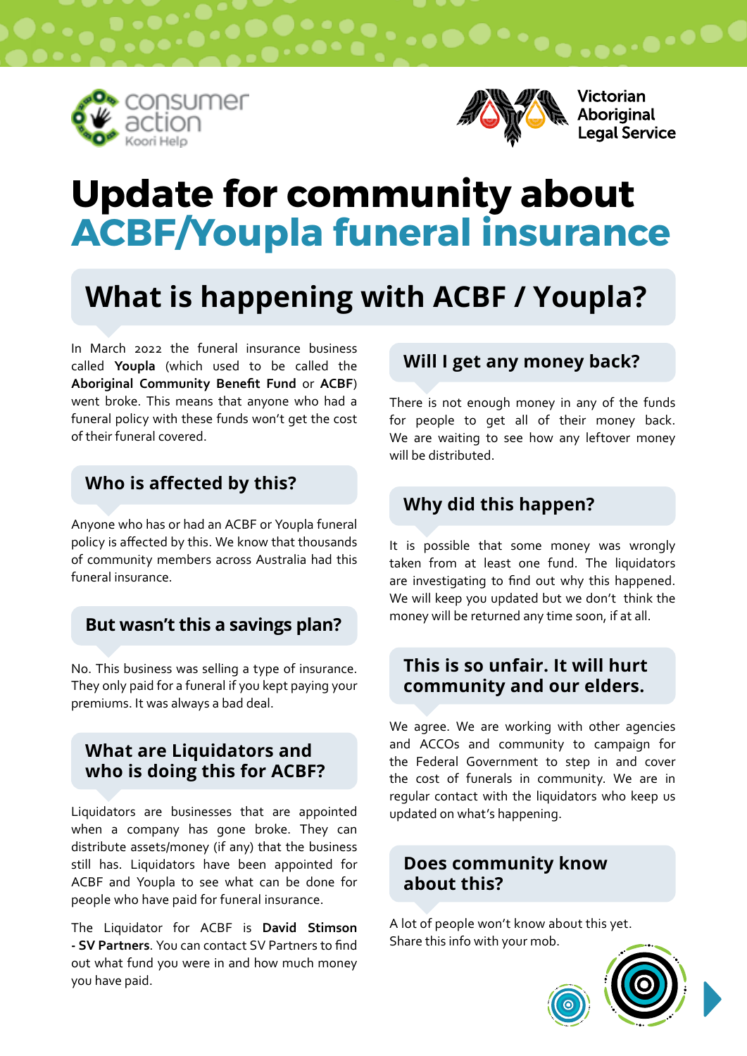consumer action
Koori Help

Victorian Aboriginal Legal Service

# Update for community about ACBF/Youpla funeral insurance

## What is happening with ACBF / Youpla?

In March 2022 the funeral insurance business called **Youpla** (which used to be called the **Aboriginal Community Benefit Fund** or **ACBF**) went broke. This means that anyone who had a funeral policy with these funds won't get the cost of their funeral covered.

### Who is affected by this?

Anyone who has or had an ACBF or Youpla funeral policy is affected by this. We know that thousands of community members across Australia had this funeral insurance.

### But wasn't this a savings plan?

No. This business was selling a type of insurance. They only paid for a funeral if you kept paying your premiums. It was always a bad deal.

### What are Liquidators and who is doing this for ACBF?

Liquidators are businesses that are appointed when a company has gone broke. They can distribute assets/money (if any) that the business still has. Liquidators have been appointed for ACBF and Youpla to see what can be done for people who have paid for funeral insurance.

The Liquidator for ACBF is **David Stimson - SV Partners**. You can contact SV Partners to find out what fund you were in and how much money you have paid.

### Will I get any money back?

There is not enough money in any of the funds for people to get all of their money back. We are waiting to see how any leftover money will be distributed.

### Why did this happen?

It is possible that some money was wrongly taken from at least one fund. The liquidators are investigating to find out why this happened. We will keep you updated but we don't think the money will be returned any time soon, if at all.

### This is so unfair. It will hurt community and our elders.

We agree. We are working with other agencies and ACCOs and community to campaign for the Federal Government to step in and cover the cost of funerals in community. We are in regular contact with the liquidators who keep us updated on what's happening.

### Does community know about this?

A lot of people won't know about this yet. Share this info with your mob.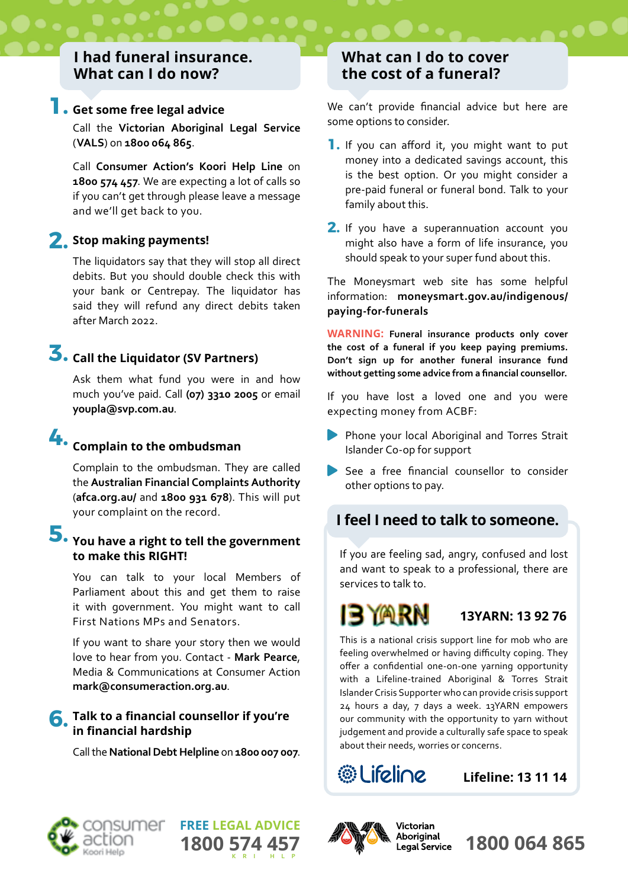## I had funeral insurance. What can I do now?

### 1. Get some free legal advice

Call the **Victorian Aboriginal Legal Service** (**VALS**) on **1800 064 865**.

Call **Consumer Action's Koori Help Line** on **1800 574 457**. We are expecting a lot of calls so if you can't get through please leave a message and we'll get back to you.

### 2. Stop making payments!

The liquidators say that they will stop all direct debits. But you should double check this with your bank or Centrepay. The liquidator has said they will refund any direct debits taken after March 2022.

### 3. Call the Liquidator (SV Partners)

Ask them what fund you were in and how much you've paid. Call **(07) 3310 2005** or email **youpla@svp.com.au**.

### 4. Complain to the ombudsman

Complain to the ombudsman. They are called the **Australian Financial Complaints Authority** (**afca.org.au/** and **1800 931 678**). This will put your complaint on the record.

### 5. You have a right to tell the government to make this RIGHT!

You can talk to your local Members of Parliament about this and get them to raise it with government. You might want to call First Nations MPs and Senators.

If you want to share your story then we would love to hear from you. Contact - **Mark Pearce**, Media & Communications at Consumer Action **mark@consumeraction.org.au**.

### 6. Talk to a financial counsellor if you're in financial hardship

Call the **National Debt Helpline** on **1800 007 007**.

## What can I do to cover the cost of a funeral?

We can't provide financial advice but here are some options to consider.

1. If you can afford it, you might want to put money into a dedicated savings account, this is the best option. Or you might consider a pre-paid funeral or funeral bond. Talk to your family about this.
2. If you have a superannuation account you might also have a form of life insurance, you should speak to your super fund about this.

The Moneysmart web site has some helpful information: **moneysmart.gov.au/indigenous/paying-for-funerals**

**WARNING: Funeral insurance products only cover the cost of a funeral if you keep paying premiums. Don't sign up for another funeral insurance fund without getting some advice from a financial counsellor.**

If you have lost a loved one and you were expecting money from ACBF:

- Phone your local Aboriginal and Torres Strait Islander Co-op for support
- See a free financial counsellor to consider other options to pay.

## I feel I need to talk to someone.

If you are feeling sad, angry, confused and lost and want to speak to a professional, there are services to talk to.

**13YARN: 13 92 76**

This is a national crisis support line for mob who are feeling overwhelmed or having difficulty coping. They offer a confidential one-on-one yarning opportunity with a Lifeline-trained Aboriginal & Torres Strait Islander Crisis Supporter who can provide crisis support 24 hours a day, 7 days a week. 13YARN empowers our community with the opportunity to yarn without judgement and provide a culturally safe space to speak about their needs, worries or concerns.

**Lifeline: 13 11 14**

consumer action Koori Help — **FREE LEGAL ADVICE 1800 574 457** (KOORI HELP)

Victorian Aboriginal Legal Service **1800 064 865**